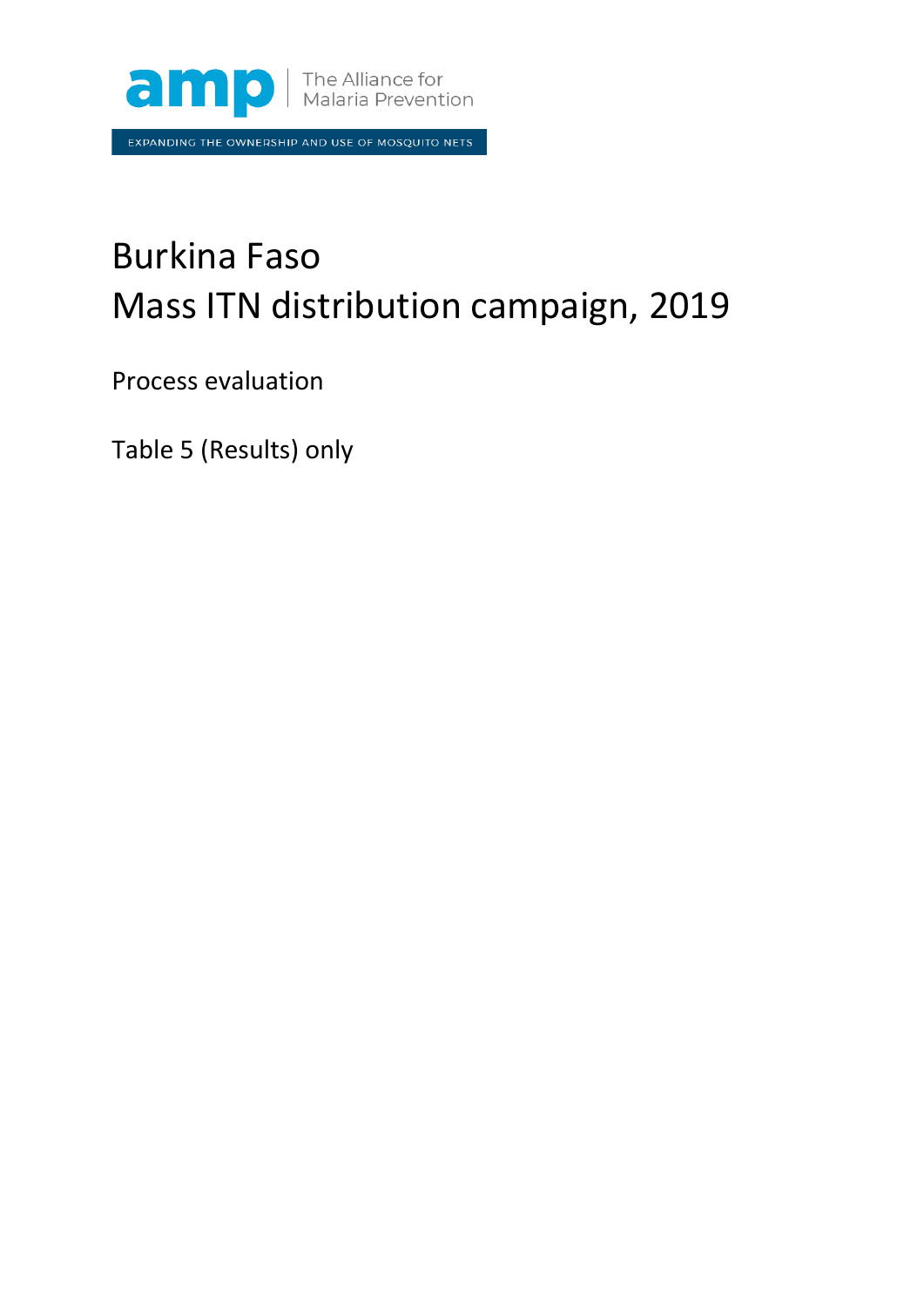amp | The Alliance for Malaria Prevention

EXPANDING THE OWNERSHIP AND USE OF MOSQUITO NETS

# Burkina Faso
# Mass ITN distribution campaign, 2019

Process evaluation

Table 5 (Results) only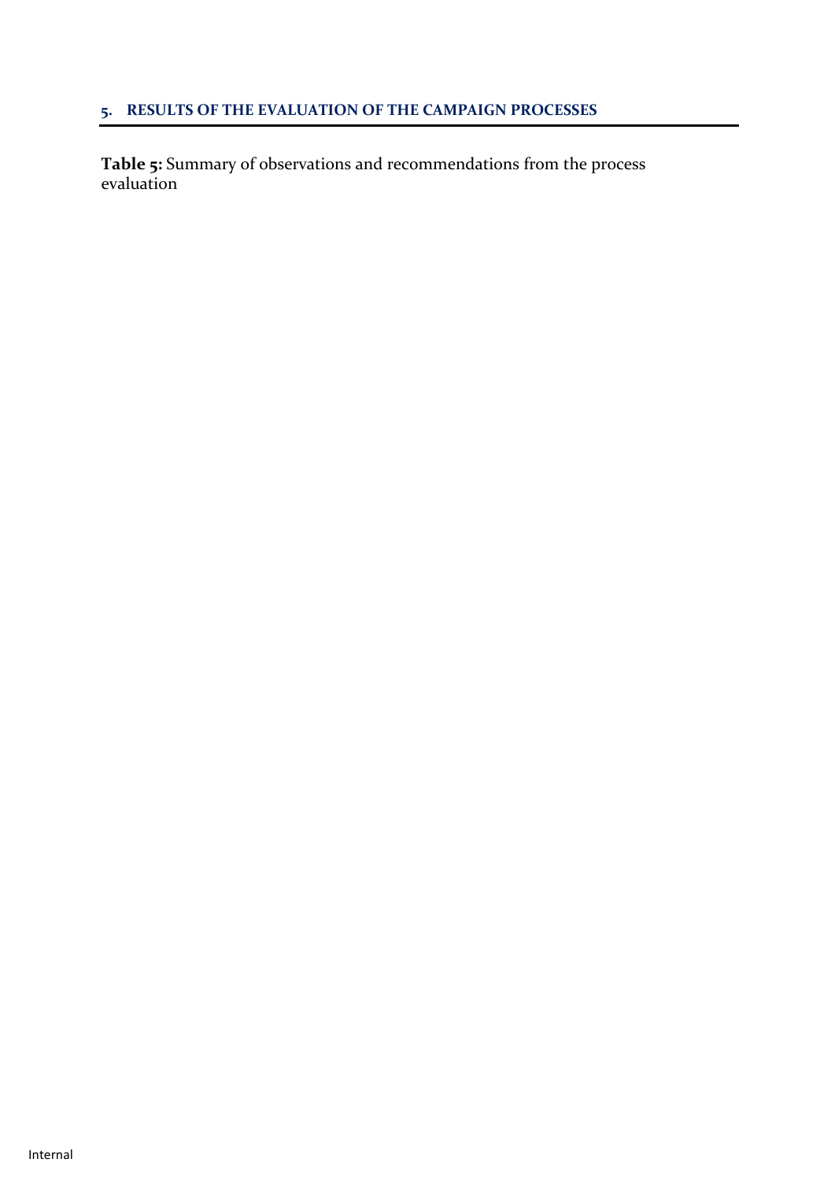## 5. RESULTS OF THE EVALUATION OF THE CAMPAIGN PROCESSES

**Table 5:** Summary of observations and recommendations from the process evaluation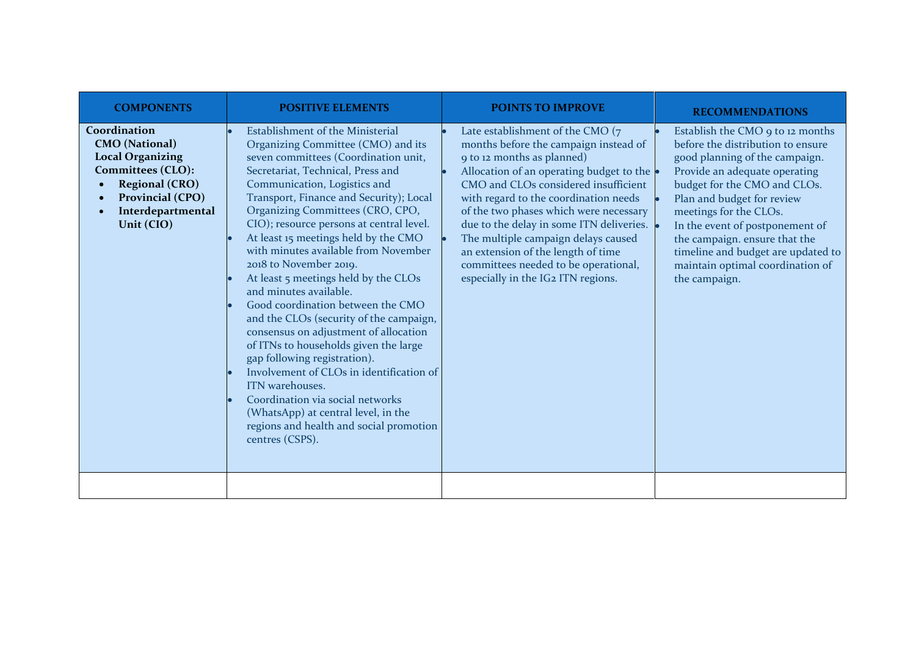| COMPONENTS | POSITIVE ELEMENTS | POINTS TO IMPROVE | RECOMMENDATIONS |
|---|---|---|---|
| **Coordination**<br>**CMO (National)**<br>**Local Organizing Committees (CLO):**<br>• **Regional (CRO)**<br>• **Provincial (CPO)**<br>• **Interdepartmental Unit (CIO)** | • Establishment of the Ministerial Organizing Committee (CMO) and its seven committees (Coordination unit, Secretariat, Technical, Press and Communication, Logistics and Transport, Finance and Security); Local Organizing Committees (CRO, CPO, CIO); resource persons at central level.<br>• At least 15 meetings held by the CMO with minutes available from November 2018 to November 2019.<br>• At least 5 meetings held by the CLOs and minutes available.<br>• Good coordination between the CMO and the CLOs (security of the campaign, consensus on adjustment of allocation of ITNs to households given the large gap following registration).<br>• Involvement of CLOs in identification of ITN warehouses.<br>• Coordination via social networks (WhatsApp) at central level, in the regions and health and social promotion centres (CSPS). | • Late establishment of the CMO (7 months before the campaign instead of 9 to 12 months as planned)<br>• Allocation of an operating budget to the CMO and CLOs considered insufficient with regard to the coordination needs of the two phases which were necessary due to the delay in some ITN deliveries.<br>• The multiple campaign delays caused an extension of the length of time committees needed to be operational, especially in the IG2 ITN regions. | • Establish the CMO 9 to 12 months before the distribution to ensure good planning of the campaign.<br>• Provide an adequate operating budget for the CMO and CLOs.<br>• Plan and budget for review meetings for the CLOs.<br>• In the event of postponement of the campaign. ensure that the timeline and budget are updated to maintain optimal coordination of the campaign. |
| | | | |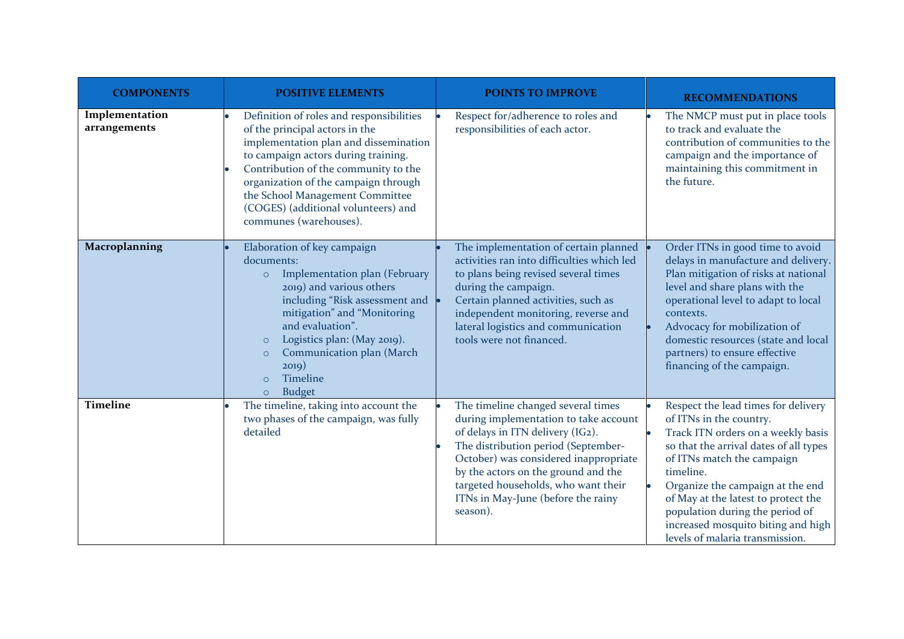| COMPONENTS | POSITIVE ELEMENTS | POINTS TO IMPROVE | RECOMMENDATIONS |
|---|---|---|---|
| **Implementation arrangements** | • Definition of roles and responsibilities of the principal actors in the implementation plan and dissemination to campaign actors during training.<br>• Contribution of the community to the organization of the campaign through the School Management Committee (COGES) (additional volunteers) and communes (warehouses). | • Respect for/adherence to roles and responsibilities of each actor. | • The NMCP must put in place tools to track and evaluate the contribution of communities to the campaign and the importance of maintaining this commitment in the future. |
| **Macroplanning** | • Elaboration of key campaign documents:<br>&nbsp;&nbsp;○ Implementation plan (February 2019) and various others including "Risk assessment and mitigation" and "Monitoring and evaluation".<br>&nbsp;&nbsp;○ Logistics plan: (May 2019).<br>&nbsp;&nbsp;○ Communication plan (March 2019)<br>&nbsp;&nbsp;○ Timeline<br>&nbsp;&nbsp;○ Budget | • The implementation of certain planned activities ran into difficulties which led to plans being revised several times during the campaign.<br>• Certain planned activities, such as independent monitoring, reverse and lateral logistics and communication tools were not financed. | • Order ITNs in good time to avoid delays in manufacture and delivery. Plan mitigation of risks at national level and share plans with the operational level to adapt to local contexts.<br>• Advocacy for mobilization of domestic resources (state and local partners) to ensure effective financing of the campaign. |
| **Timeline** | • The timeline, taking into account the two phases of the campaign, was fully detailed | • The timeline changed several times during implementation to take account of delays in ITN delivery (IG2).<br>• The distribution period (September-October) was considered inappropriate by the actors on the ground and the targeted households, who want their ITNs in May-June (before the rainy season). | • Respect the lead times for delivery of ITNs in the country.<br>• Track ITN orders on a weekly basis so that the arrival dates of all types of ITNs match the campaign timeline.<br>• Organize the campaign at the end of May at the latest to protect the population during the period of increased mosquito biting and high levels of malaria transmission. |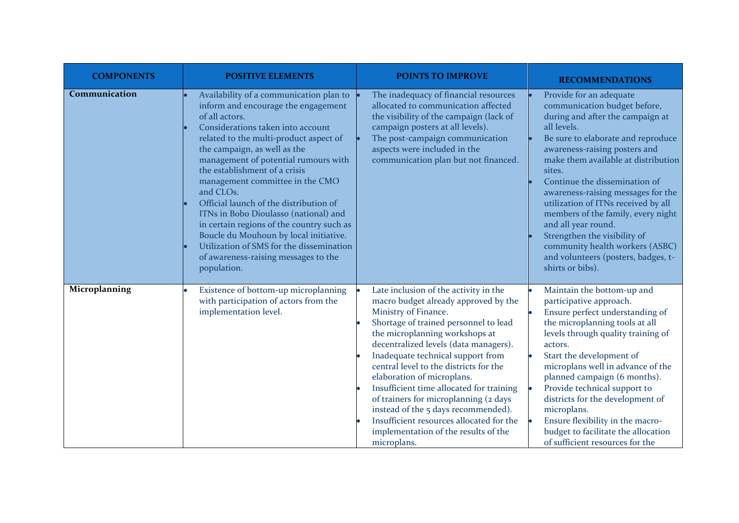| COMPONENTS | POSITIVE ELEMENTS | POINTS TO IMPROVE | RECOMMENDATIONS |
|---|---|---|---|
| **Communication** | • Availability of a communication plan to inform and encourage the engagement of all actors.<br>• Considerations taken into account related to the multi-product aspect of the campaign, as well as the management of potential rumours with the establishment of a crisis management committee in the CMO and CLOs.<br>• Official launch of the distribution of ITNs in Bobo Dioulasso (national) and in certain regions of the country such as Boucle du Mouhoun by local initiative.<br>• Utilization of SMS for the dissemination of awareness-raising messages to the population. | • The inadequacy of financial resources allocated to communication affected the visibility of the campaign (lack of campaign posters at all levels).<br>• The post-campaign communication aspects were included in the communication plan but not financed. | • Provide for an adequate communication budget before, during and after the campaign at all levels.<br>• Be sure to elaborate and reproduce awareness-raising posters and make them available at distribution sites.<br>• Continue the dissemination of awareness-raising messages for the utilization of ITNs received by all members of the family, every night and all year round.<br>• Strengthen the visibility of community health workers (ASBC) and volunteers (posters, badges, t-shirts or bibs). |
| **Microplanning** | • Existence of bottom-up microplanning with participation of actors from the implementation level. | • Late inclusion of the activity in the macro budget already approved by the Ministry of Finance.<br>• Shortage of trained personnel to lead the microplanning workshops at decentralized levels (data managers).<br>• Inadequate technical support from central level to the districts for the elaboration of microplans.<br>• Insufficient time allocated for training of trainers for microplanning (2 days instead of the 5 days recommended).<br>• Insufficient resources allocated for the implementation of the results of the microplans. | • Maintain the bottom-up and participative approach.<br>• Ensure perfect understanding of the microplanning tools at all levels through quality training of actors.<br>• Start the development of microplans well in advance of the planned campaign (6 months).<br>• Provide technical support to districts for the development of microplans.<br>• Ensure flexibility in the macro-budget to facilitate the allocation of sufficient resources for the |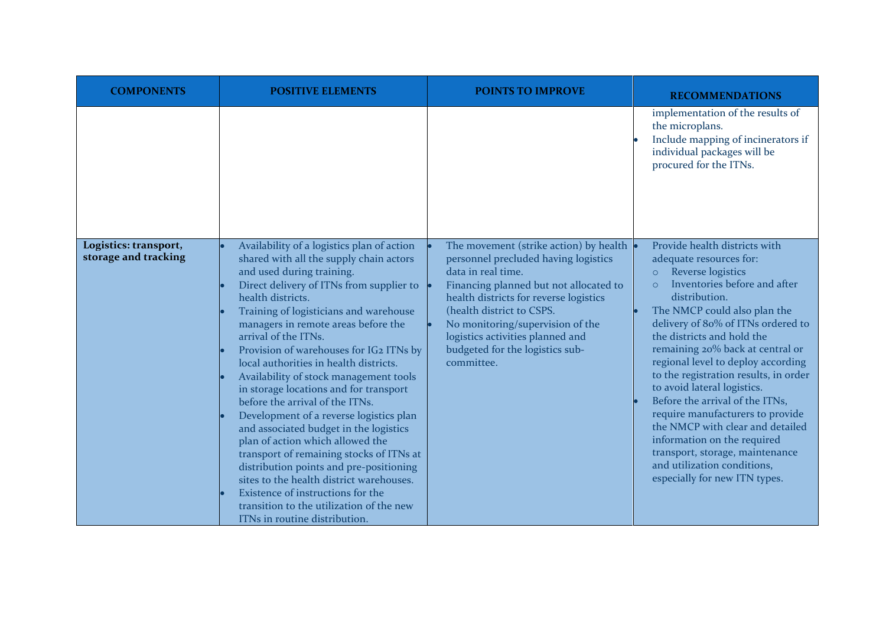| COMPONENTS | POSITIVE ELEMENTS | POINTS TO IMPROVE | RECOMMENDATIONS |
|---|---|---|---|
| | | | implementation of the results of the microplans.<br>• Include mapping of incinerators if individual packages will be procured for the ITNs. |
| **Logistics: transport, storage and tracking** | • Availability of a logistics plan of action shared with all the supply chain actors and used during training.<br>• Direct delivery of ITNs from supplier to health districts.<br>• Training of logisticians and warehouse managers in remote areas before the arrival of the ITNs.<br>• Provision of warehouses for IG2 ITNs by local authorities in health districts.<br>• Availability of stock management tools in storage locations and for transport before the arrival of the ITNs.<br>• Development of a reverse logistics plan and associated budget in the logistics plan of action which allowed the transport of remaining stocks of ITNs at distribution points and pre-positioning sites to the health district warehouses.<br>• Existence of instructions for the transition to the utilization of the new ITNs in routine distribution. | • The movement (strike action) by health personnel precluded having logistics data in real time.<br>• Financing planned but not allocated to health districts for reverse logistics (health district to CSPS.<br>• No monitoring/supervision of the logistics activities planned and budgeted for the logistics sub-committee. | • Provide health districts with adequate resources for:<br>  ○ Reverse logistics<br>  ○ Inventories before and after distribution.<br>• The NMCP could also plan the delivery of 80% of ITNs ordered to the districts and hold the remaining 20% back at central or regional level to deploy according to the registration results, in order to avoid lateral logistics.<br>• Before the arrival of the ITNs, require manufacturers to provide the NMCP with clear and detailed information on the required transport, storage, maintenance and utilization conditions, especially for new ITN types. |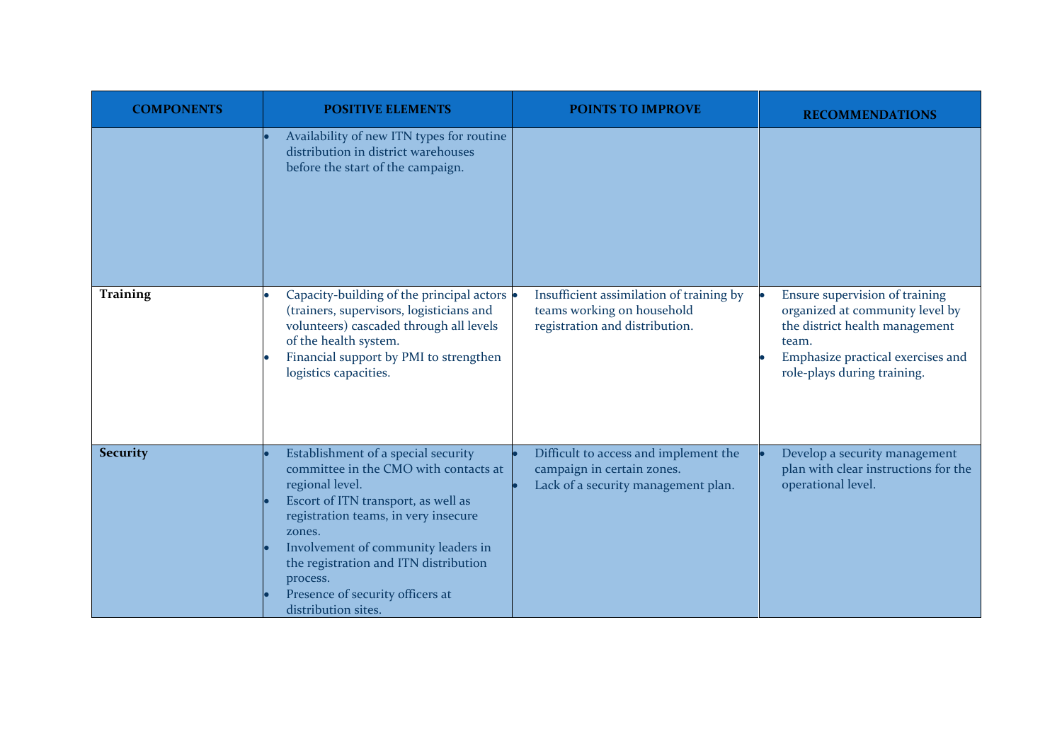| COMPONENTS | POSITIVE ELEMENTS | POINTS TO IMPROVE | RECOMMENDATIONS |
|---|---|---|---|
| | • Availability of new ITN types for routine distribution in district warehouses before the start of the campaign. | | |
| **Training** | • Capacity-building of the principal actors (trainers, supervisors, logisticians and volunteers) cascaded through all levels of the health system.<br>• Financial support by PMI to strengthen logistics capacities. | • Insufficient assimilation of training by teams working on household registration and distribution. | • Ensure supervision of training organized at community level by the district health management team.<br>• Emphasize practical exercises and role-plays during training. |
| **Security** | • Establishment of a special security committee in the CMO with contacts at regional level.<br>• Escort of ITN transport, as well as registration teams, in very insecure zones.<br>• Involvement of community leaders in the registration and ITN distribution process.<br>• Presence of security officers at distribution sites. | • Difficult to access and implement the campaign in certain zones.<br>• Lack of a security management plan. | • Develop a security management plan with clear instructions for the operational level. |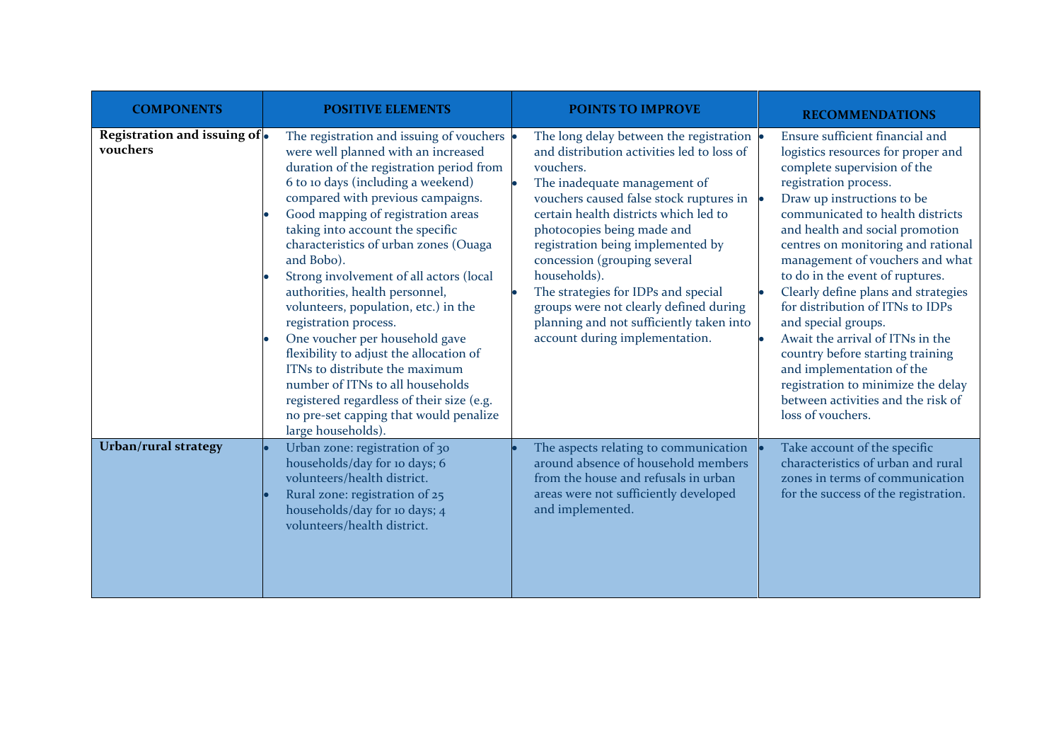| COMPONENTS | POSITIVE ELEMENTS | POINTS TO IMPROVE | RECOMMENDATIONS |
|---|---|---|---|
| **Registration and issuing of vouchers** | • The registration and issuing of vouchers were well planned with an increased duration of the registration period from 6 to 10 days (including a weekend) compared with previous campaigns.<br>• Good mapping of registration areas taking into account the specific characteristics of urban zones (Ouaga and Bobo).<br>• Strong involvement of all actors (local authorities, health personnel, volunteers, population, etc.) in the registration process.<br>• One voucher per household gave flexibility to adjust the allocation of ITNs to distribute the maximum number of ITNs to all households registered regardless of their size (e.g. no pre-set capping that would penalize large households). | • The long delay between the registration and distribution activities led to loss of vouchers.<br>• The inadequate management of vouchers caused false stock ruptures in certain health districts which led to photocopies being made and registration being implemented by concession (grouping several households).<br>• The strategies for IDPs and special groups were not clearly defined during planning and not sufficiently taken into account during implementation. | • Ensure sufficient financial and logistics resources for proper and complete supervision of the registration process.<br>• Draw up instructions to be communicated to health districts and health and social promotion centres on monitoring and rational management of vouchers and what to do in the event of ruptures.<br>• Clearly define plans and strategies for distribution of ITNs to IDPs and special groups.<br>• Await the arrival of ITNs in the country before starting training and implementation of the registration to minimize the delay between activities and the risk of loss of vouchers. |
| **Urban/rural strategy** | • Urban zone: registration of 30 households/day for 10 days; 6 volunteers/health district.<br>• Rural zone: registration of 25 households/day for 10 days; 4 volunteers/health district. | • The aspects relating to communication around absence of household members from the house and refusals in urban areas were not sufficiently developed and implemented. | • Take account of the specific characteristics of urban and rural zones in terms of communication for the success of the registration. |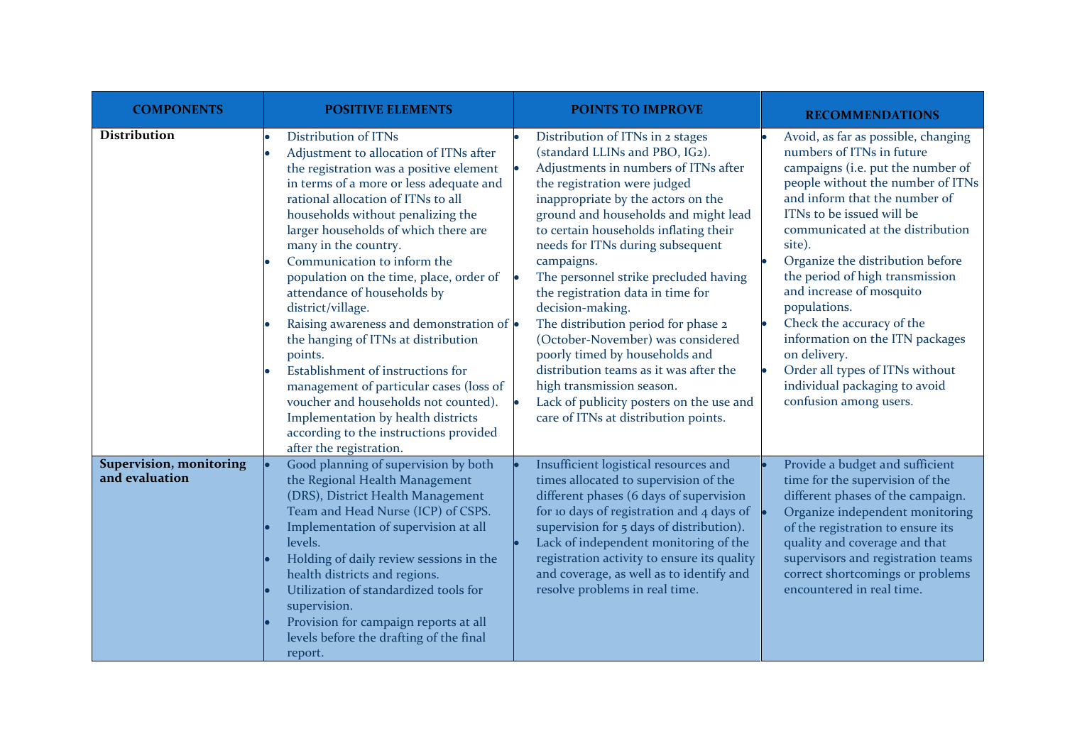| COMPONENTS | POSITIVE ELEMENTS | POINTS TO IMPROVE | RECOMMENDATIONS |
|---|---|---|---|
| **Distribution** | • Distribution of ITNs<br>• Adjustment to allocation of ITNs after the registration was a positive element in terms of a more or less adequate and rational allocation of ITNs to all households without penalizing the larger households of which there are many in the country.<br>• Communication to inform the population on the time, place, order of attendance of households by district/village.<br>• Raising awareness and demonstration of the hanging of ITNs at distribution points.<br>• Establishment of instructions for management of particular cases (loss of voucher and households not counted). Implementation by health districts according to the instructions provided after the registration. | • Distribution of ITNs in 2 stages (standard LLINs and PBO, IG2).<br>• Adjustments in numbers of ITNs after the registration were judged inappropriate by the actors on the ground and households and might lead to certain households inflating their needs for ITNs during subsequent campaigns.<br>• The personnel strike precluded having the registration data in time for decision-making.<br>• The distribution period for phase 2 (October-November) was considered poorly timed by households and distribution teams as it was after the high transmission season.<br>• Lack of publicity posters on the use and care of ITNs at distribution points. | • Avoid, as far as possible, changing numbers of ITNs in future campaigns (i.e. put the number of people without the number of ITNs and inform that the number of ITNs to be issued will be communicated at the distribution site).<br>• Organize the distribution before the period of high transmission and increase of mosquito populations.<br>• Check the accuracy of the information on the ITN packages on delivery.<br>• Order all types of ITNs without individual packaging to avoid confusion among users. |
| **Supervision, monitoring and evaluation** | • Good planning of supervision by both the Regional Health Management (DRS), District Health Management Team and Head Nurse (ICP) of CSPS.<br>• Implementation of supervision at all levels.<br>• Holding of daily review sessions in the health districts and regions.<br>• Utilization of standardized tools for supervision.<br>• Provision for campaign reports at all levels before the drafting of the final report. | • Insufficient logistical resources and times allocated to supervision of the different phases (6 days of supervision for 10 days of registration and 4 days of supervision for 5 days of distribution).<br>• Lack of independent monitoring of the registration activity to ensure its quality and coverage, as well as to identify and resolve problems in real time. | • Provide a budget and sufficient time for the supervision of the different phases of the campaign.<br>• Organize independent monitoring of the registration to ensure its quality and coverage and that supervisors and registration teams correct shortcomings or problems encountered in real time. |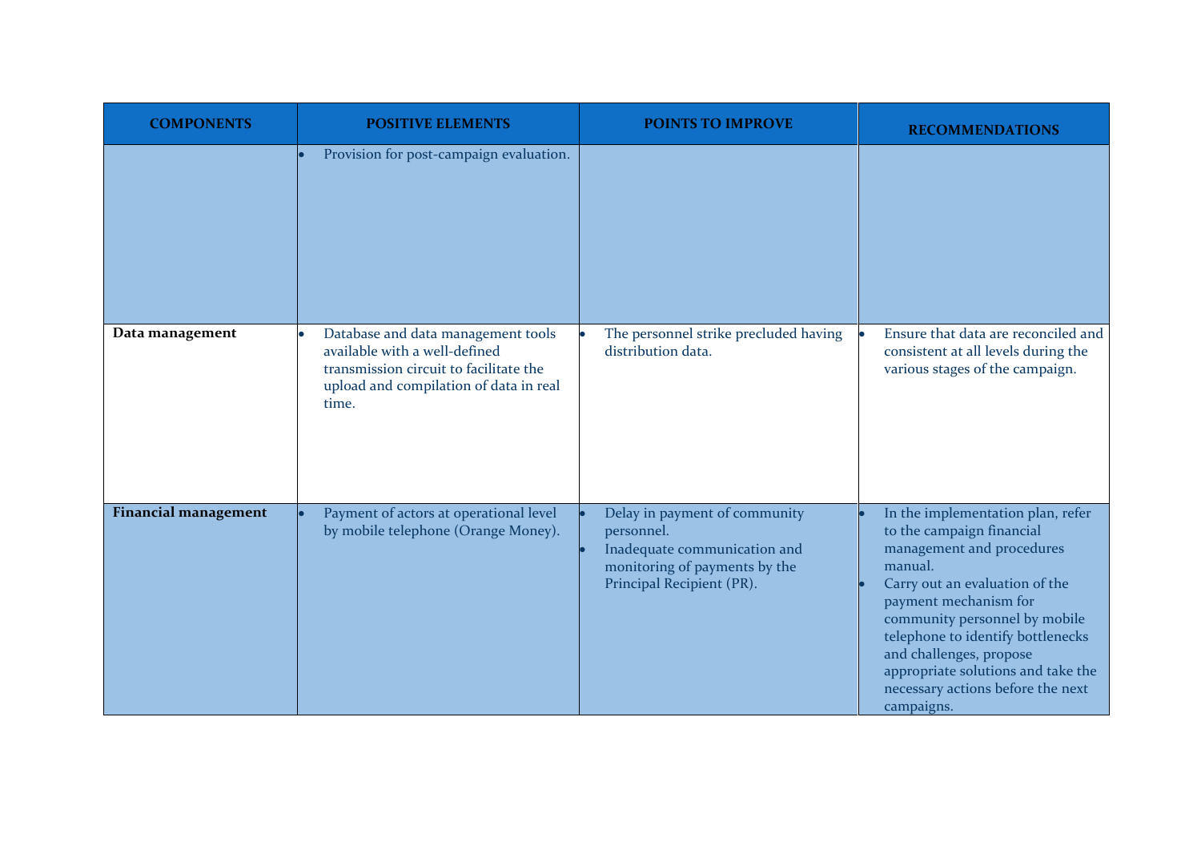| COMPONENTS | POSITIVE ELEMENTS | POINTS TO IMPROVE | RECOMMENDATIONS |
|---|---|---|---|
| | • Provision for post-campaign evaluation. | | |
| **Data management** | • Database and data management tools available with a well-defined transmission circuit to facilitate the upload and compilation of data in real time. | • The personnel strike precluded having distribution data. | • Ensure that data are reconciled and consistent at all levels during the various stages of the campaign. |
| **Financial management** | • Payment of actors at operational level by mobile telephone (Orange Money). | • Delay in payment of community personnel.<br>• Inadequate communication and monitoring of payments by the Principal Recipient (PR). | • In the implementation plan, refer to the campaign financial management and procedures manual.<br>• Carry out an evaluation of the payment mechanism for community personnel by mobile telephone to identify bottlenecks and challenges, propose appropriate solutions and take the necessary actions before the next campaigns. |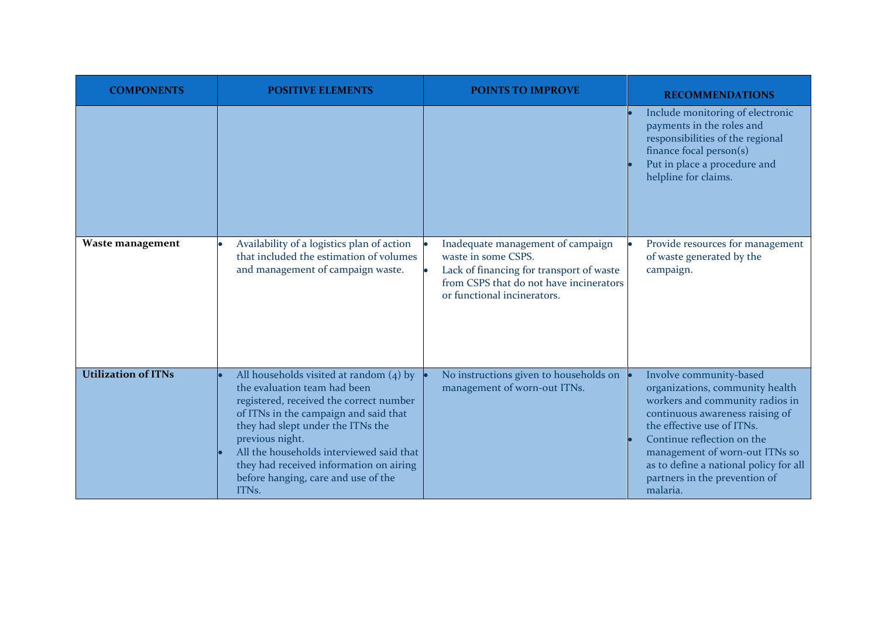| COMPONENTS | POSITIVE ELEMENTS | POINTS TO IMPROVE | RECOMMENDATIONS |
|---|---|---|---|
| | | | • Include monitoring of electronic payments in the roles and responsibilities of the regional finance focal person(s)<br>• Put in place a procedure and helpline for claims. |
| **Waste management** | • Availability of a logistics plan of action that included the estimation of volumes and management of campaign waste. | • Inadequate management of campaign waste in some CSPS.<br>• Lack of financing for transport of waste from CSPS that do not have incinerators or functional incinerators. | • Provide resources for management of waste generated by the campaign. |
| **Utilization of ITNs** | • All households visited at random (4) by the evaluation team had been registered, received the correct number of ITNs in the campaign and said that they had slept under the ITNs the previous night.<br>• All the households interviewed said that they had received information on airing before hanging, care and use of the ITNs. | • No instructions given to households on management of worn-out ITNs. | • Involve community-based organizations, community health workers and community radios in continuous awareness raising of the effective use of ITNs.<br>• Continue reflection on the management of worn-out ITNs so as to define a national policy for all partners in the prevention of malaria. |